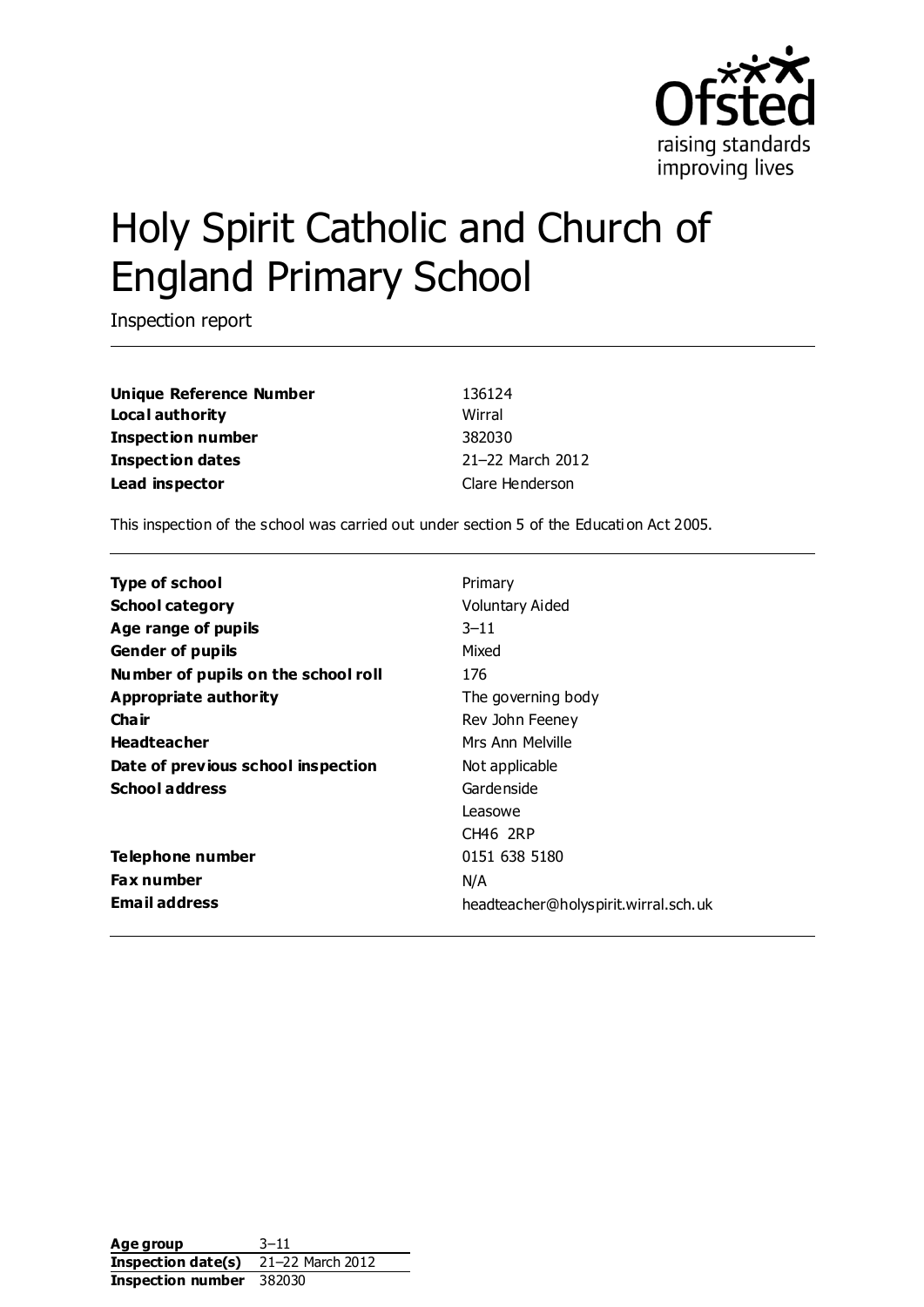# Holy Spirit Catholic and Church of England Primary School

Inspection report

| | |
|---|---|
| **Unique Reference Number** | 136124 |
| **Local authority** | Wirral |
| **Inspection number** | 382030 |
| **Inspection dates** | 21–22 March 2012 |
| **Lead inspector** | Clare Henderson |

This inspection of the school was carried out under section 5 of the Education Act 2005.

| | |
|---|---|
| **Type of school** | Primary |
| **School category** | Voluntary Aided |
| **Age range of pupils** | 3–11 |
| **Gender of pupils** | Mixed |
| **Number of pupils on the school roll** | 176 |
| **Appropriate authority** | The governing body |
| **Chair** | Rev John Feeney |
| **Headteacher** | Mrs Ann Melville |
| **Date of previous school inspection** | Not applicable |
| **School address** | Gardenside<br>Leasowe<br>CH46 2RP |
| **Telephone number** | 0151 638 5180 |
| **Fax number** | N/A |
| **Email address** | headteacher@holyspirit.wirral.sch.uk |

| | |
|---|---|
| **Age group** | 3–11 |
| **Inspection date(s)** | 21–22 March 2012 |
| **Inspection number** | 382030 |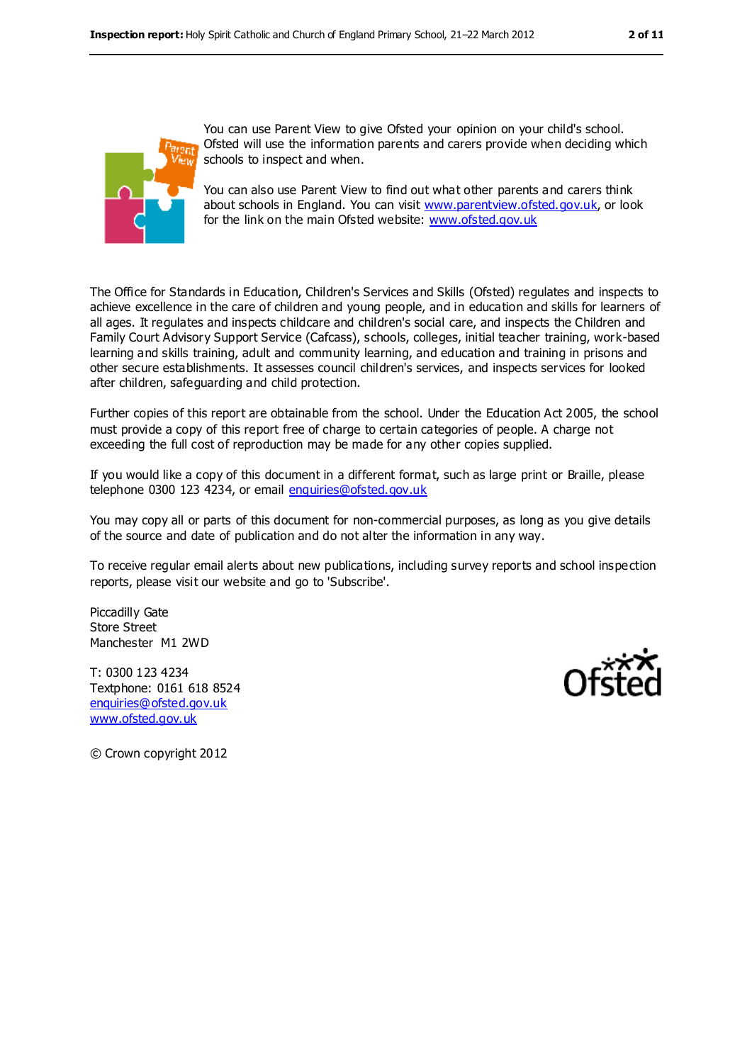You can use Parent View to give Ofsted your opinion on your child's school. Ofsted will use the information parents and carers provide when deciding which schools to inspect and when.

You can also use Parent View to find out what other parents and carers think about schools in England. You can visit www.parentview.ofsted.gov.uk, or look for the link on the main Ofsted website: www.ofsted.gov.uk

The Office for Standards in Education, Children's Services and Skills (Ofsted) regulates and inspects to achieve excellence in the care of children and young people, and in education and skills for learners of all ages. It regulates and inspects childcare and children's social care, and inspects the Children and Family Court Advisory Support Service (Cafcass), schools, colleges, initial teacher training, work-based learning and skills training, adult and community learning, and education and training in prisons and other secure establishments. It assesses council children's services, and inspects services for looked after children, safeguarding and child protection.

Further copies of this report are obtainable from the school. Under the Education Act 2005, the school must provide a copy of this report free of charge to certain categories of people. A charge not exceeding the full cost of reproduction may be made for any other copies supplied.

If you would like a copy of this document in a different format, such as large print or Braille, please telephone 0300 123 4234, or email enquiries@ofsted.gov.uk

You may copy all or parts of this document for non-commercial purposes, as long as you give details of the source and date of publication and do not alter the information in any way.

To receive regular email alerts about new publications, including survey reports and school inspection reports, please visit our website and go to 'Subscribe'.

Piccadilly Gate
Store Street
Manchester M1 2WD

T: 0300 123 4234
Textphone: 0161 618 8524
enquiries@ofsted.gov.uk
www.ofsted.gov.uk

© Crown copyright 2012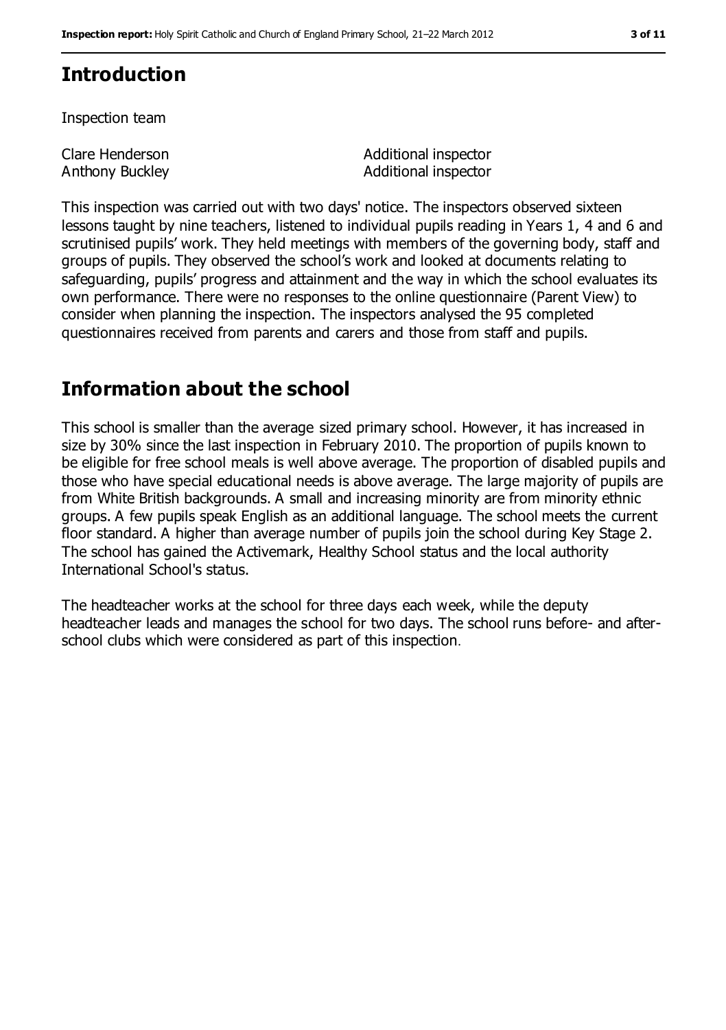## Introduction

Inspection team

| | |
|---|---|
| Clare Henderson | Additional inspector |
| Anthony Buckley | Additional inspector |

This inspection was carried out with two days' notice. The inspectors observed sixteen lessons taught by nine teachers, listened to individual pupils reading in Years 1, 4 and 6 and scrutinised pupils' work. They held meetings with members of the governing body, staff and groups of pupils. They observed the school's work and looked at documents relating to safeguarding, pupils' progress and attainment and the way in which the school evaluates its own performance. There were no responses to the online questionnaire (Parent View) to consider when planning the inspection. The inspectors analysed the 95 completed questionnaires received from parents and carers and those from staff and pupils.

## Information about the school

This school is smaller than the average sized primary school. However, it has increased in size by 30% since the last inspection in February 2010. The proportion of pupils known to be eligible for free school meals is well above average. The proportion of disabled pupils and those who have special educational needs is above average. The large majority of pupils are from White British backgrounds. A small and increasing minority are from minority ethnic groups. A few pupils speak English as an additional language. The school meets the current floor standard. A higher than average number of pupils join the school during Key Stage 2. The school has gained the Activemark, Healthy School status and the local authority International School's status.

The headteacher works at the school for three days each week, while the deputy headteacher leads and manages the school for two days. The school runs before- and after-school clubs which were considered as part of this inspection.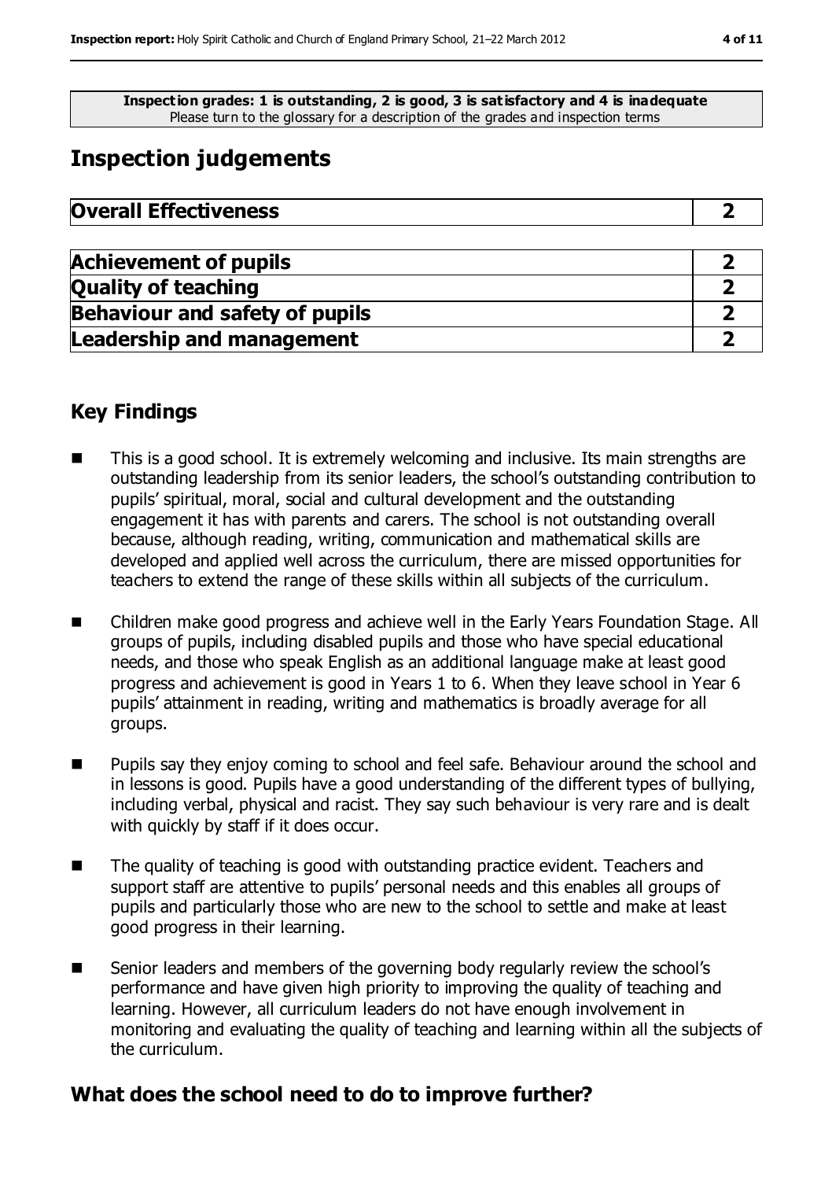**Inspection grades: 1 is outstanding, 2 is good, 3 is satisfactory and 4 is inadequate**
Please turn to the glossary for a description of the grades and inspection terms

## Inspection judgements

| **Overall Effectiveness** | **2** |
|---|---|

| **Achievement of pupils** | **2** |
|---|---|
| **Quality of teaching** | **2** |
| **Behaviour and safety of pupils** | **2** |
| **Leadership and management** | **2** |

### Key Findings

- This is a good school. It is extremely welcoming and inclusive. Its main strengths are outstanding leadership from its senior leaders, the school's outstanding contribution to pupils' spiritual, moral, social and cultural development and the outstanding engagement it has with parents and carers. The school is not outstanding overall because, although reading, writing, communication and mathematical skills are developed and applied well across the curriculum, there are missed opportunities for teachers to extend the range of these skills within all subjects of the curriculum.
- Children make good progress and achieve well in the Early Years Foundation Stage. All groups of pupils, including disabled pupils and those who have special educational needs, and those who speak English as an additional language make at least good progress and achievement is good in Years 1 to 6. When they leave school in Year 6 pupils' attainment in reading, writing and mathematics is broadly average for all groups.
- Pupils say they enjoy coming to school and feel safe. Behaviour around the school and in lessons is good. Pupils have a good understanding of the different types of bullying, including verbal, physical and racist. They say such behaviour is very rare and is dealt with quickly by staff if it does occur.
- The quality of teaching is good with outstanding practice evident. Teachers and support staff are attentive to pupils' personal needs and this enables all groups of pupils and particularly those who are new to the school to settle and make at least good progress in their learning.
- Senior leaders and members of the governing body regularly review the school's performance and have given high priority to improving the quality of teaching and learning. However, all curriculum leaders do not have enough involvement in monitoring and evaluating the quality of teaching and learning within all the subjects of the curriculum.

## What does the school need to do to improve further?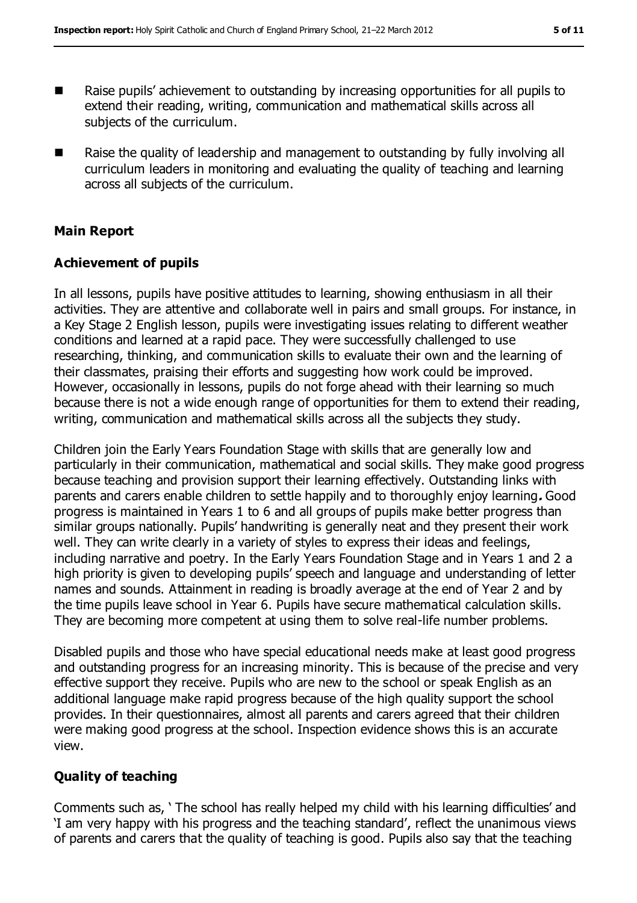- Raise pupils' achievement to outstanding by increasing opportunities for all pupils to extend their reading, writing, communication and mathematical skills across all subjects of the curriculum.
- Raise the quality of leadership and management to outstanding by fully involving all curriculum leaders in monitoring and evaluating the quality of teaching and learning across all subjects of the curriculum.

## Main Report

### Achievement of pupils

In all lessons, pupils have positive attitudes to learning, showing enthusiasm in all their activities. They are attentive and collaborate well in pairs and small groups. For instance, in a Key Stage 2 English lesson, pupils were investigating issues relating to different weather conditions and learned at a rapid pace. They were successfully challenged to use researching, thinking, and communication skills to evaluate their own and the learning of their classmates, praising their efforts and suggesting how work could be improved. However, occasionally in lessons, pupils do not forge ahead with their learning so much because there is not a wide enough range of opportunities for them to extend their reading, writing, communication and mathematical skills across all the subjects they study.

Children join the Early Years Foundation Stage with skills that are generally low and particularly in their communication, mathematical and social skills. They make good progress because teaching and provision support their learning effectively. Outstanding links with parents and carers enable children to settle happily and to thoroughly enjoy learning**.** Good progress is maintained in Years 1 to 6 and all groups of pupils make better progress than similar groups nationally. Pupils' handwriting is generally neat and they present their work well. They can write clearly in a variety of styles to express their ideas and feelings, including narrative and poetry. In the Early Years Foundation Stage and in Years 1 and 2 a high priority is given to developing pupils' speech and language and understanding of letter names and sounds. Attainment in reading is broadly average at the end of Year 2 and by the time pupils leave school in Year 6. Pupils have secure mathematical calculation skills. They are becoming more competent at using them to solve real-life number problems.

Disabled pupils and those who have special educational needs make at least good progress and outstanding progress for an increasing minority. This is because of the precise and very effective support they receive. Pupils who are new to the school or speak English as an additional language make rapid progress because of the high quality support the school provides. In their questionnaires, almost all parents and carers agreed that their children were making good progress at the school. Inspection evidence shows this is an accurate view.

### Quality of teaching

Comments such as, ' The school has really helped my child with his learning difficulties' and 'I am very happy with his progress and the teaching standard', reflect the unanimous views of parents and carers that the quality of teaching is good. Pupils also say that the teaching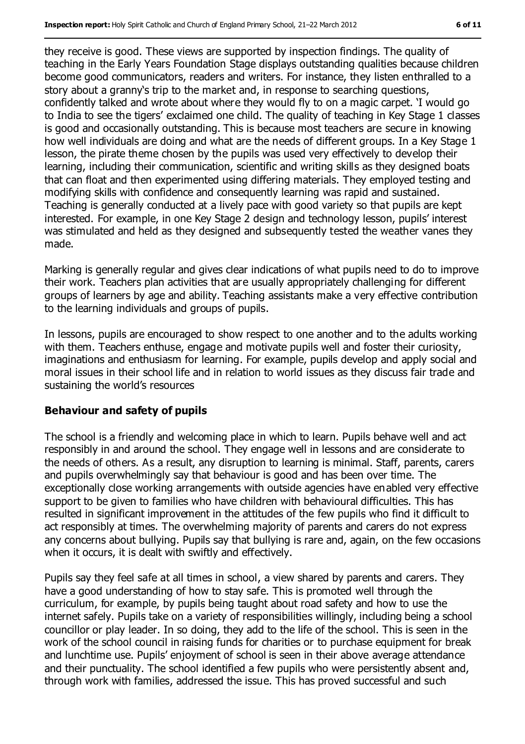they receive is good. These views are supported by inspection findings. The quality of teaching in the Early Years Foundation Stage displays outstanding qualities because children become good communicators, readers and writers. For instance, they listen enthralled to a story about a granny's trip to the market and, in response to searching questions, confidently talked and wrote about where they would fly to on a magic carpet. 'I would go to India to see the tigers' exclaimed one child. The quality of teaching in Key Stage 1 classes is good and occasionally outstanding. This is because most teachers are secure in knowing how well individuals are doing and what are the needs of different groups. In a Key Stage 1 lesson, the pirate theme chosen by the pupils was used very effectively to develop their learning, including their communication, scientific and writing skills as they designed boats that can float and then experimented using differing materials. They employed testing and modifying skills with confidence and consequently learning was rapid and sustained. Teaching is generally conducted at a lively pace with good variety so that pupils are kept interested. For example, in one Key Stage 2 design and technology lesson, pupils' interest was stimulated and held as they designed and subsequently tested the weather vanes they made.

Marking is generally regular and gives clear indications of what pupils need to do to improve their work. Teachers plan activities that are usually appropriately challenging for different groups of learners by age and ability. Teaching assistants make a very effective contribution to the learning individuals and groups of pupils.

In lessons, pupils are encouraged to show respect to one another and to the adults working with them. Teachers enthuse, engage and motivate pupils well and foster their curiosity, imaginations and enthusiasm for learning. For example, pupils develop and apply social and moral issues in their school life and in relation to world issues as they discuss fair trade and sustaining the world's resources

## Behaviour and safety of pupils

The school is a friendly and welcoming place in which to learn. Pupils behave well and act responsibly in and around the school. They engage well in lessons and are considerate to the needs of others. As a result, any disruption to learning is minimal. Staff, parents, carers and pupils overwhelmingly say that behaviour is good and has been over time. The exceptionally close working arrangements with outside agencies have enabled very effective support to be given to families who have children with behavioural difficulties. This has resulted in significant improvement in the attitudes of the few pupils who find it difficult to act responsibly at times. The overwhelming majority of parents and carers do not express any concerns about bullying. Pupils say that bullying is rare and, again, on the few occasions when it occurs, it is dealt with swiftly and effectively.

Pupils say they feel safe at all times in school, a view shared by parents and carers. They have a good understanding of how to stay safe. This is promoted well through the curriculum, for example, by pupils being taught about road safety and how to use the internet safely. Pupils take on a variety of responsibilities willingly, including being a school councillor or play leader. In so doing, they add to the life of the school. This is seen in the work of the school council in raising funds for charities or to purchase equipment for break and lunchtime use. Pupils' enjoyment of school is seen in their above average attendance and their punctuality. The school identified a few pupils who were persistently absent and, through work with families, addressed the issue. This has proved successful and such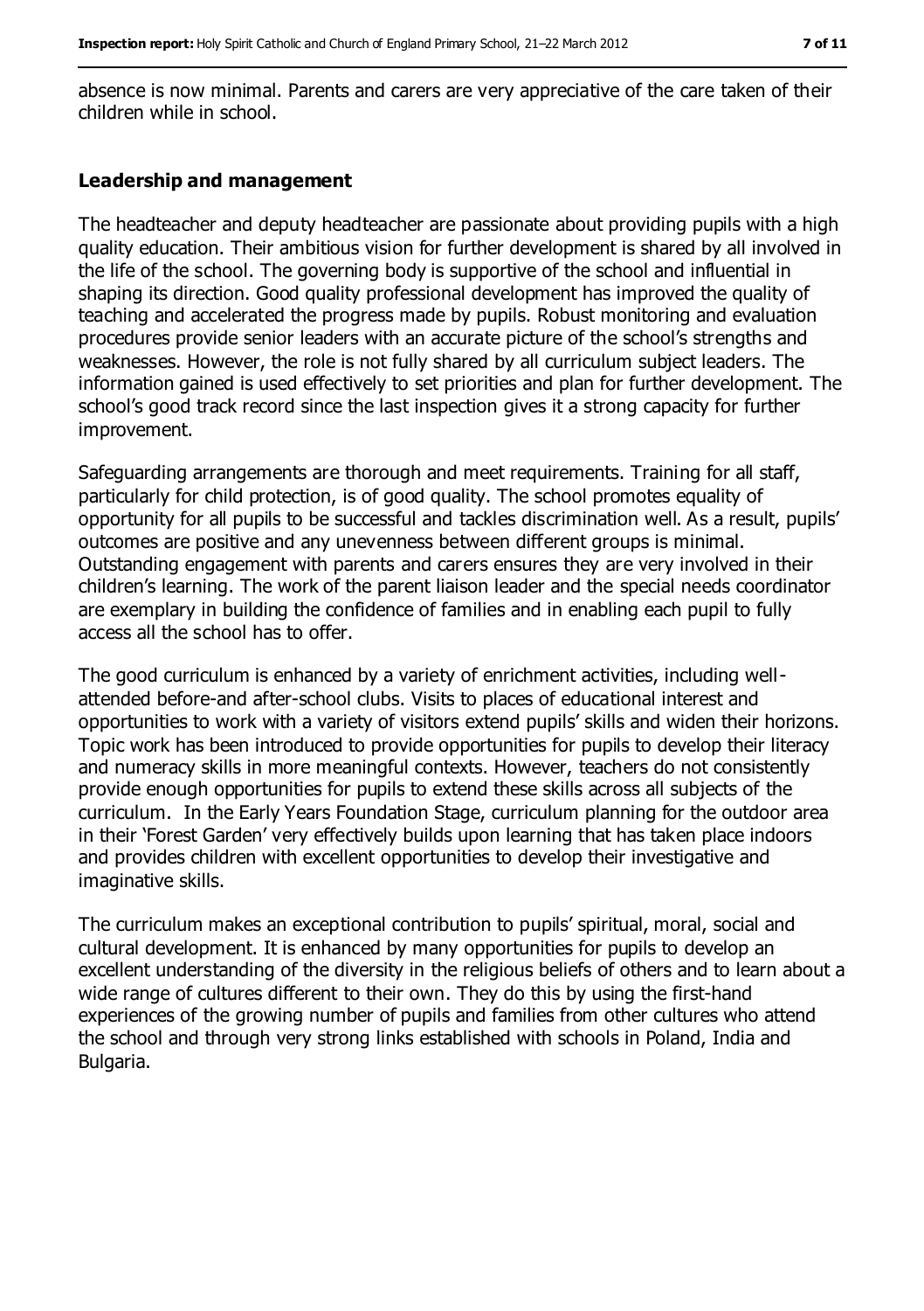absence is now minimal. Parents and carers are very appreciative of the care taken of their children while in school.

### Leadership and management

The headteacher and deputy headteacher are passionate about providing pupils with a high quality education. Their ambitious vision for further development is shared by all involved in the life of the school. The governing body is supportive of the school and influential in shaping its direction. Good quality professional development has improved the quality of teaching and accelerated the progress made by pupils. Robust monitoring and evaluation procedures provide senior leaders with an accurate picture of the school's strengths and weaknesses. However, the role is not fully shared by all curriculum subject leaders. The information gained is used effectively to set priorities and plan for further development. The school's good track record since the last inspection gives it a strong capacity for further improvement.

Safeguarding arrangements are thorough and meet requirements. Training for all staff, particularly for child protection, is of good quality. The school promotes equality of opportunity for all pupils to be successful and tackles discrimination well. As a result, pupils' outcomes are positive and any unevenness between different groups is minimal. Outstanding engagement with parents and carers ensures they are very involved in their children's learning. The work of the parent liaison leader and the special needs coordinator are exemplary in building the confidence of families and in enabling each pupil to fully access all the school has to offer.

The good curriculum is enhanced by a variety of enrichment activities, including well-attended before-and after-school clubs. Visits to places of educational interest and opportunities to work with a variety of visitors extend pupils' skills and widen their horizons. Topic work has been introduced to provide opportunities for pupils to develop their literacy and numeracy skills in more meaningful contexts. However, teachers do not consistently provide enough opportunities for pupils to extend these skills across all subjects of the curriculum. In the Early Years Foundation Stage, curriculum planning for the outdoor area in their 'Forest Garden' very effectively builds upon learning that has taken place indoors and provides children with excellent opportunities to develop their investigative and imaginative skills.

The curriculum makes an exceptional contribution to pupils' spiritual, moral, social and cultural development. It is enhanced by many opportunities for pupils to develop an excellent understanding of the diversity in the religious beliefs of others and to learn about a wide range of cultures different to their own. They do this by using the first-hand experiences of the growing number of pupils and families from other cultures who attend the school and through very strong links established with schools in Poland, India and Bulgaria.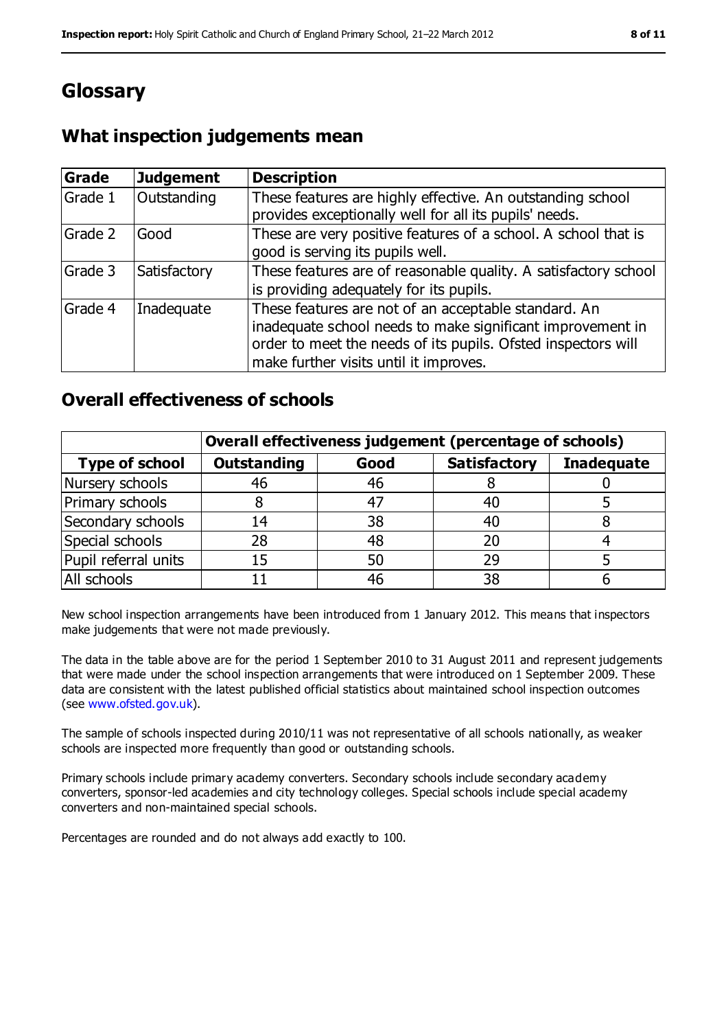# Glossary

## What inspection judgements mean

| Grade | Judgement | Description |
|---|---|---|
| Grade 1 | Outstanding | These features are highly effective. An outstanding school provides exceptionally well for all its pupils' needs. |
| Grade 2 | Good | These are very positive features of a school. A school that is good is serving its pupils well. |
| Grade 3 | Satisfactory | These features are of reasonable quality. A satisfactory school is providing adequately for its pupils. |
| Grade 4 | Inadequate | These features are not of an acceptable standard. An inadequate school needs to make significant improvement in order to meet the needs of its pupils. Ofsted inspectors will make further visits until it improves. |

## Overall effectiveness of schools

| | Overall effectiveness judgement (percentage of schools) | | | |
|---|---|---|---|---|
| **Type of school** | **Outstanding** | **Good** | **Satisfactory** | **Inadequate** |
| Nursery schools | 46 | 46 | 8 | 0 |
| Primary schools | 8 | 47 | 40 | 5 |
| Secondary schools | 14 | 38 | 40 | 8 |
| Special schools | 28 | 48 | 20 | 4 |
| Pupil referral units | 15 | 50 | 29 | 5 |
| All schools | 11 | 46 | 38 | 6 |

New school inspection arrangements have been introduced from 1 January 2012. This means that inspectors make judgements that were not made previously.

The data in the table above are for the period 1 September 2010 to 31 August 2011 and represent judgements that were made under the school inspection arrangements that were introduced on 1 September 2009. These data are consistent with the latest published official statistics about maintained school inspection outcomes (see www.ofsted.gov.uk).

The sample of schools inspected during 2010/11 was not representative of all schools nationally, as weaker schools are inspected more frequently than good or outstanding schools.

Primary schools include primary academy converters. Secondary schools include secondary academy converters, sponsor-led academies and city technology colleges. Special schools include special academy converters and non-maintained special schools.

Percentages are rounded and do not always add exactly to 100.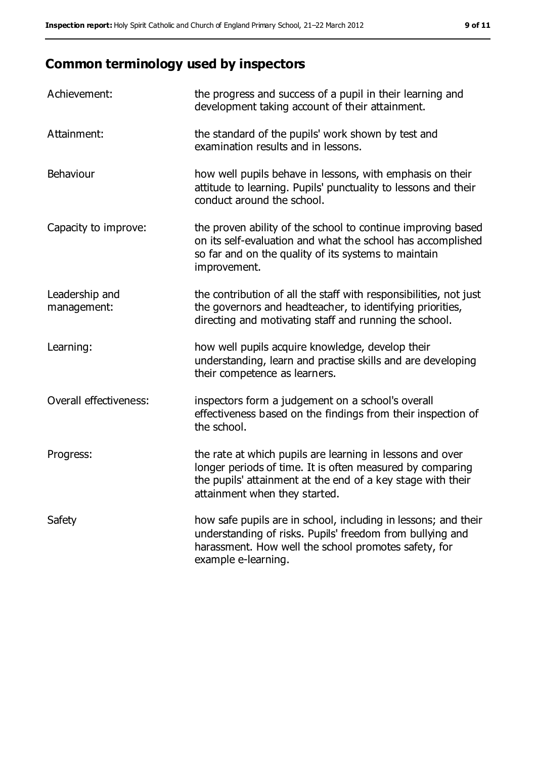## Common terminology used by inspectors

| | |
|---|---|
| Achievement: | the progress and success of a pupil in their learning and development taking account of their attainment. |
| Attainment: | the standard of the pupils' work shown by test and examination results and in lessons. |
| Behaviour | how well pupils behave in lessons, with emphasis on their attitude to learning. Pupils' punctuality to lessons and their conduct around the school. |
| Capacity to improve: | the proven ability of the school to continue improving based on its self-evaluation and what the school has accomplished so far and on the quality of its systems to maintain improvement. |
| Leadership and management: | the contribution of all the staff with responsibilities, not just the governors and headteacher, to identifying priorities, directing and motivating staff and running the school. |
| Learning: | how well pupils acquire knowledge, develop their understanding, learn and practise skills and are developing their competence as learners. |
| Overall effectiveness: | inspectors form a judgement on a school's overall effectiveness based on the findings from their inspection of the school. |
| Progress: | the rate at which pupils are learning in lessons and over longer periods of time. It is often measured by comparing the pupils' attainment at the end of a key stage with their attainment when they started. |
| Safety | how safe pupils are in school, including in lessons; and their understanding of risks. Pupils' freedom from bullying and harassment. How well the school promotes safety, for example e-learning. |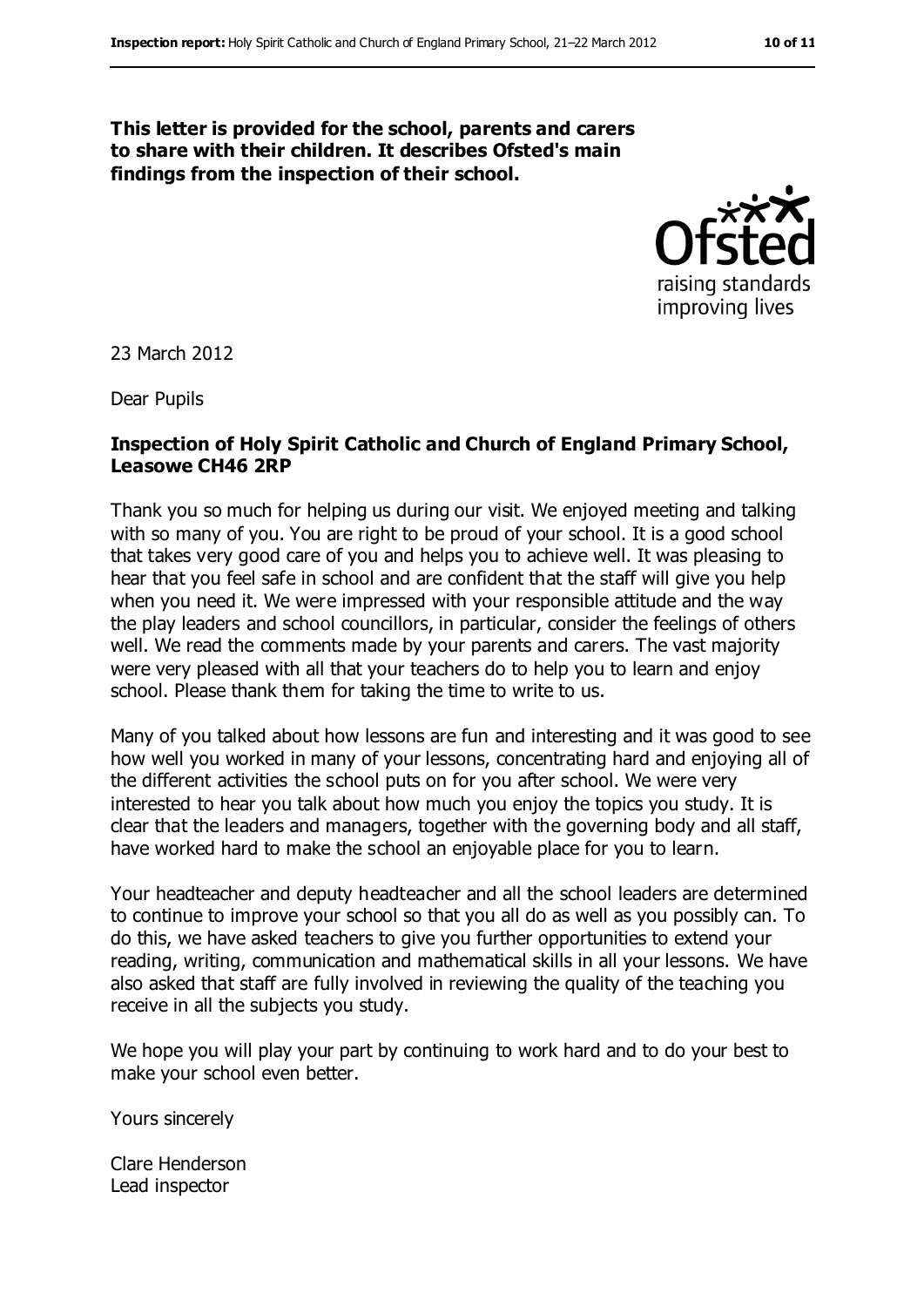**This letter is provided for the school, parents and carers to share with their children. It describes Ofsted's main findings from the inspection of their school.**

23 March 2012

Dear Pupils

**Inspection of Holy Spirit Catholic and Church of England Primary School, Leasowe CH46 2RP**

Thank you so much for helping us during our visit. We enjoyed meeting and talking with so many of you. You are right to be proud of your school. It is a good school that takes very good care of you and helps you to achieve well. It was pleasing to hear that you feel safe in school and are confident that the staff will give you help when you need it. We were impressed with your responsible attitude and the way the play leaders and school councillors, in particular, consider the feelings of others well. We read the comments made by your parents and carers. The vast majority were very pleased with all that your teachers do to help you to learn and enjoy school. Please thank them for taking the time to write to us.

Many of you talked about how lessons are fun and interesting and it was good to see how well you worked in many of your lessons, concentrating hard and enjoying all of the different activities the school puts on for you after school. We were very interested to hear you talk about how much you enjoy the topics you study. It is clear that the leaders and managers, together with the governing body and all staff, have worked hard to make the school an enjoyable place for you to learn.

Your headteacher and deputy headteacher and all the school leaders are determined to continue to improve your school so that you all do as well as you possibly can. To do this, we have asked teachers to give you further opportunities to extend your reading, writing, communication and mathematical skills in all your lessons. We have also asked that staff are fully involved in reviewing the quality of the teaching you receive in all the subjects you study.

We hope you will play your part by continuing to work hard and to do your best to make your school even better.

Yours sincerely

Clare Henderson
Lead inspector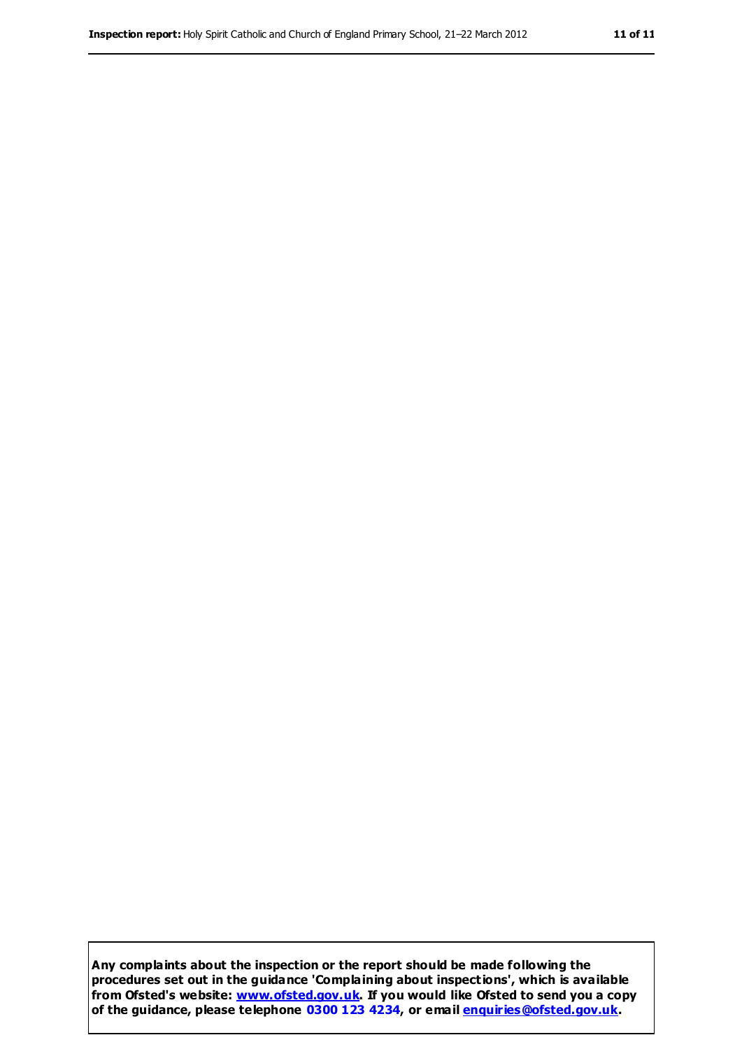**Any complaints about the inspection or the report should be made following the procedures set out in the guidance 'Complaining about inspections', which is available from Ofsted's website: [www.ofsted.gov.uk](www.ofsted.gov.uk). If you would like Ofsted to send you a copy of the guidance, please telephone 0300 123 4234, or email [enquiries@ofsted.gov.uk](mailto:enquiries@ofsted.gov.uk).**